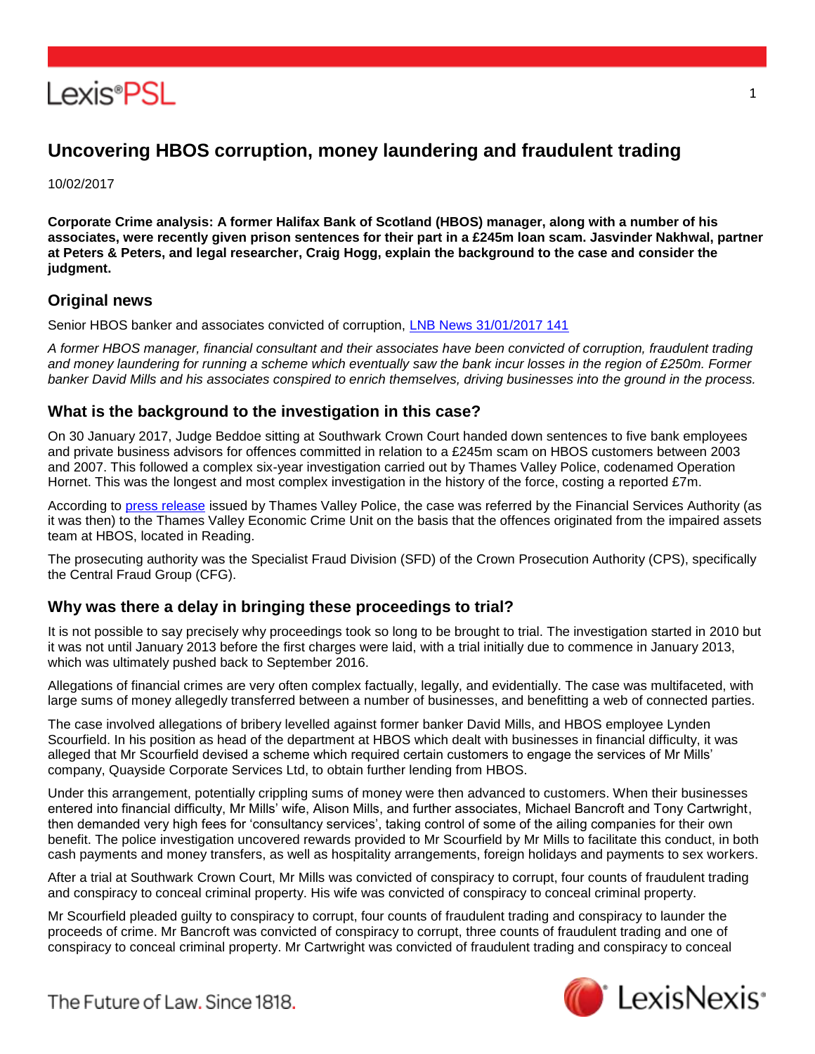# Uncovering HBOS corruption, money laundering and fraudulent trading

10/02/2017

**Corporate Crime analysis: A former Halifax Bank of Scotland (HBOS) manager, along with a number of his associates, were recently given prison sentences for their part in a £245m loan scam. Jasvinder Nakhwal, partner at Peters & Peters, and legal researcher, Craig Hogg, explain the background to the case and consider the judgment.**

## Original news

Senior HBOS banker and associates convicted of corruption, LNB News 31/01/2017 141

*A former HBOS manager, financial consultant and their associates have been convicted of corruption, fraudulent trading and money laundering for running a scheme which eventually saw the bank incur losses in the region of £250m. Former banker David Mills and his associates conspired to enrich themselves, driving businesses into the ground in the process.*

## What is the background to the investigation in this case?

On 30 January 2017, Judge Beddoe sitting at Southwark Crown Court handed down sentences to five bank employees and private business advisors for offences committed in relation to a £245m scam on HBOS customers between 2003 and 2007. This followed a complex six-year investigation carried out by Thames Valley Police, codenamed Operation Hornet. This was the longest and most complex investigation in the history of the force, costing a reported £7m.

According to press release issued by Thames Valley Police, the case was referred by the Financial Services Authority (as it was then) to the Thames Valley Economic Crime Unit on the basis that the offences originated from the impaired assets team at HBOS, located in Reading.

The prosecuting authority was the Specialist Fraud Division (SFD) of the Crown Prosecution Authority (CPS), specifically the Central Fraud Group (CFG).

## Why was there a delay in bringing these proceedings to trial?

It is not possible to say precisely why proceedings took so long to be brought to trial. The investigation started in 2010 but it was not until January 2013 before the first charges were laid, with a trial initially due to commence in January 2013, which was ultimately pushed back to September 2016.

Allegations of financial crimes are very often complex factually, legally, and evidentially. The case was multifaceted, with large sums of money allegedly transferred between a number of businesses, and benefitting a web of connected parties.

The case involved allegations of bribery levelled against former banker David Mills, and HBOS employee Lynden Scourfield. In his position as head of the department at HBOS which dealt with businesses in financial difficulty, it was alleged that Mr Scourfield devised a scheme which required certain customers to engage the services of Mr Mills' company, Quayside Corporate Services Ltd, to obtain further lending from HBOS.

Under this arrangement, potentially crippling sums of money were then advanced to customers. When their businesses entered into financial difficulty, Mr Mills' wife, Alison Mills, and further associates, Michael Bancroft and Tony Cartwright, then demanded very high fees for 'consultancy services', taking control of some of the ailing companies for their own benefit. The police investigation uncovered rewards provided to Mr Scourfield by Mr Mills to facilitate this conduct, in both cash payments and money transfers, as well as hospitality arrangements, foreign holidays and payments to sex workers.

After a trial at Southwark Crown Court, Mr Mills was convicted of conspiracy to corrupt, four counts of fraudulent trading and conspiracy to conceal criminal property. His wife was convicted of conspiracy to conceal criminal property.

Mr Scourfield pleaded guilty to conspiracy to corrupt, four counts of fraudulent trading and conspiracy to launder the proceeds of crime. Mr Bancroft was convicted of conspiracy to corrupt, three counts of fraudulent trading and one of conspiracy to conceal criminal property. Mr Cartwright was convicted of fraudulent trading and conspiracy to conceal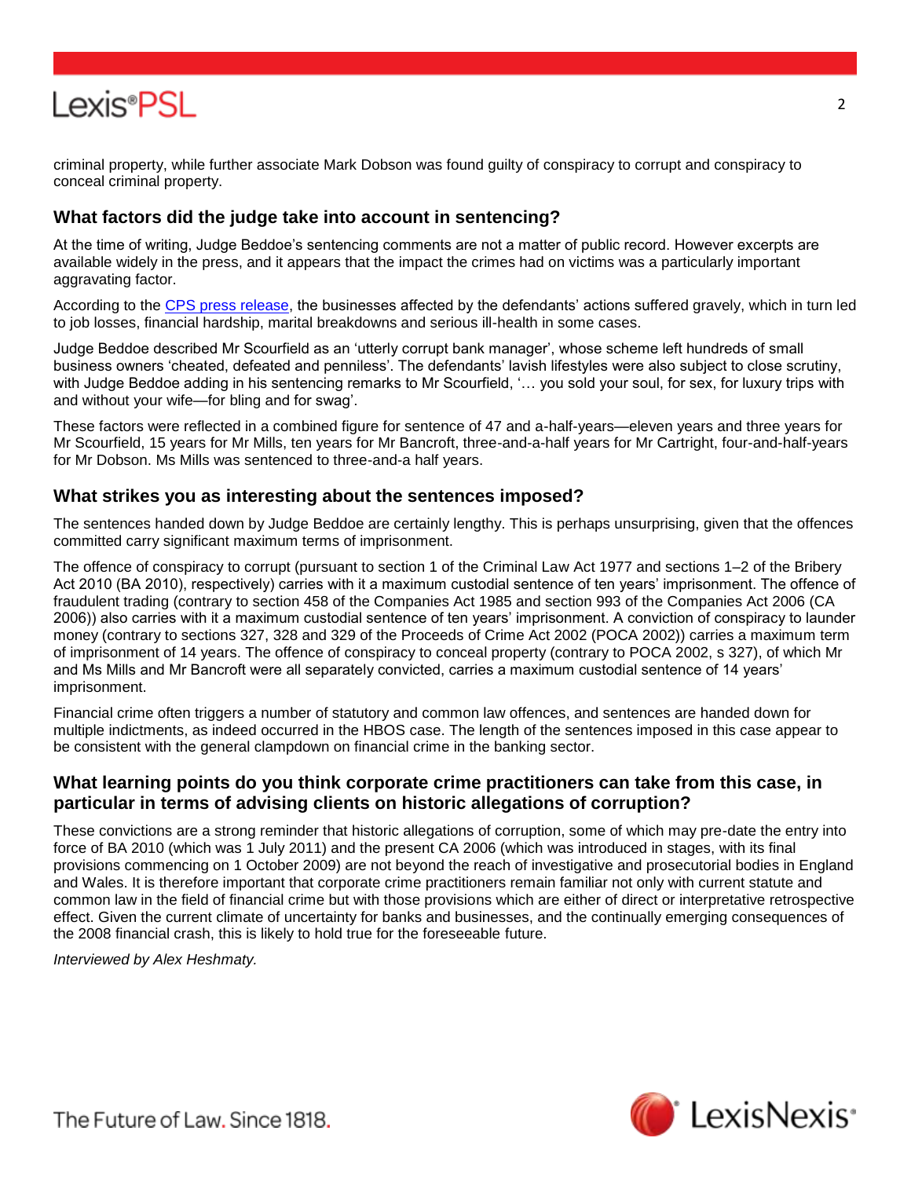criminal property, while further associate Mark Dobson was found guilty of conspiracy to corrupt and conspiracy to conceal criminal property.

## What factors did the judge take into account in sentencing?

At the time of writing, Judge Beddoe's sentencing comments are not a matter of public record. However excerpts are available widely in the press, and it appears that the impact the crimes had on victims was a particularly important aggravating factor.

According to the [CPS press release](#), the businesses affected by the defendants' actions suffered gravely, which in turn led to job losses, financial hardship, marital breakdowns and serious ill-health in some cases.

Judge Beddoe described Mr Scourfield as an 'utterly corrupt bank manager', whose scheme left hundreds of small business owners 'cheated, defeated and penniless'. The defendants' lavish lifestyles were also subject to close scrutiny, with Judge Beddoe adding in his sentencing remarks to Mr Scourfield, '… you sold your soul, for sex, for luxury trips with and without your wife—for bling and for swag'.

These factors were reflected in a combined figure for sentence of 47 and a-half-years—eleven years and three years for Mr Scourfield, 15 years for Mr Mills, ten years for Mr Bancroft, three-and-a-half years for Mr Cartright, four-and-half-years for Mr Dobson. Ms Mills was sentenced to three-and-a half years.

## What strikes you as interesting about the sentences imposed?

The sentences handed down by Judge Beddoe are certainly lengthy. This is perhaps unsurprising, given that the offences committed carry significant maximum terms of imprisonment.

The offence of conspiracy to corrupt (pursuant to section 1 of the Criminal Law Act 1977 and sections 1–2 of the Bribery Act 2010 (BA 2010), respectively) carries with it a maximum custodial sentence of ten years' imprisonment. The offence of fraudulent trading (contrary to section 458 of the Companies Act 1985 and section 993 of the Companies Act 2006 (CA 2006)) also carries with it a maximum custodial sentence of ten years' imprisonment. A conviction of conspiracy to launder money (contrary to sections 327, 328 and 329 of the Proceeds of Crime Act 2002 (POCA 2002)) carries a maximum term of imprisonment of 14 years. The offence of conspiracy to conceal property (contrary to POCA 2002, s 327), of which Mr and Ms Mills and Mr Bancroft were all separately convicted, carries a maximum custodial sentence of 14 years' imprisonment.

Financial crime often triggers a number of statutory and common law offences, and sentences are handed down for multiple indictments, as indeed occurred in the HBOS case. The length of the sentences imposed in this case appear to be consistent with the general clampdown on financial crime in the banking sector.

## What learning points do you think corporate crime practitioners can take from this case, in particular in terms of advising clients on historic allegations of corruption?

These convictions are a strong reminder that historic allegations of corruption, some of which may pre-date the entry into force of BA 2010 (which was 1 July 2011) and the present CA 2006 (which was introduced in stages, with its final provisions commencing on 1 October 2009) are not beyond the reach of investigative and prosecutorial bodies in England and Wales. It is therefore important that corporate crime practitioners remain familiar not only with current statute and common law in the field of financial crime but with those provisions which are either of direct or interpretative retrospective effect. Given the current climate of uncertainty for banks and businesses, and the continually emerging consequences of the 2008 financial crash, this is likely to hold true for the foreseeable future.

*Interviewed by Alex Heshmaty.*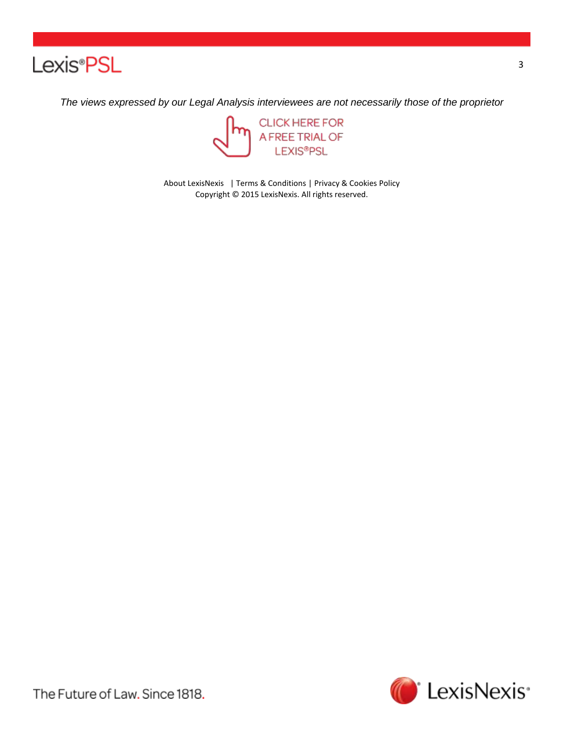*The views expressed by our Legal Analysis interviewees are not necessarily those of the proprietor*

CLICK HERE FOR A FREE TRIAL OF LEXIS®PSL

About LexisNexis | Terms & Conditions | Privacy & Cookies Policy
Copyright © 2015 LexisNexis. All rights reserved.